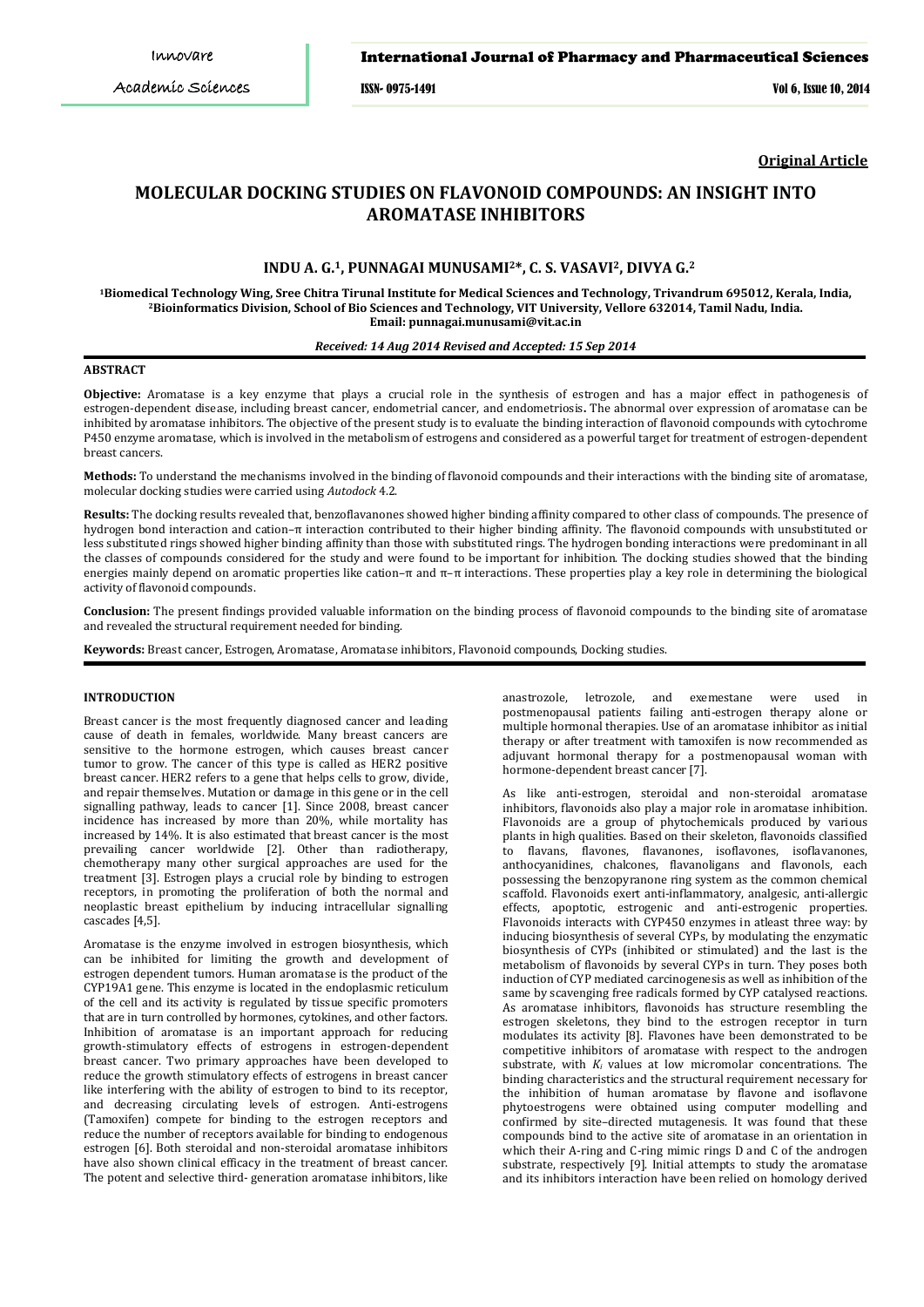**Original Article**

# MOLECULAR DOCKING STUDIES ON FLAVONOID COMPOUNDS: AN INSIGHT INTO AROMATASE INHIBITORS

**INDU A. G.[1], PUNNAGAI MUNUSAMI[2]*, C. S. VASAVI[2], DIVYA G.[2]**

[1]Biomedical Technology Wing, Sree Chitra Tirunal Institute for Medical Sciences and Technology, Trivandrum 695012, Kerala, India,
[2]Bioinformatics Division, School of Bio Sciences and Technology, VIT University, Vellore 632014, Tamil Nadu, India.
Email: punnagai.munusami@vit.ac.in

*Received: 14 Aug 2014 Revised and Accepted: 15 Sep 2014*

## ABSTRACT

**Objective:** Aromatase is a key enzyme that plays a crucial role in the synthesis of estrogen and has a major effect in pathogenesis of estrogen-dependent disease, including breast cancer, endometrial cancer, and endometriosis**.** The abnormal over expression of aromatase can be inhibited by aromatase inhibitors. The objective of the present study is to evaluate the binding interaction of flavonoid compounds with cytochrome P450 enzyme aromatase, which is involved in the metabolism of estrogens and considered as a powerful target for treatment of estrogen-dependent breast cancers.

**Methods:** To understand the mechanisms involved in the binding of flavonoid compounds and their interactions with the binding site of aromatase, molecular docking studies were carried using *Autodock* 4.2.

**Results:** The docking results revealed that, benzoflavanones showed higher binding affinity compared to other class of compounds. The presence of hydrogen bond interaction and cation–π interaction contributed to their higher binding affinity. The flavonoid compounds with unsubstituted or less substituted rings showed higher binding affinity than those with substituted rings. The hydrogen bonding interactions were predominant in all the classes of compounds considered for the study and were found to be important for inhibition. The docking studies showed that the binding energies mainly depend on aromatic properties like cation–π and π–π interactions. These properties play a key role in determining the biological activity of flavonoid compounds.

**Conclusion:** The present findings provided valuable information on the binding process of flavonoid compounds to the binding site of aromatase and revealed the structural requirement needed for binding.

**Keywords:** Breast cancer, Estrogen, Aromatase, Aromatase inhibitors, Flavonoid compounds, Docking studies.

## INTRODUCTION

Breast cancer is the most frequently diagnosed cancer and leading cause of death in females, worldwide. Many breast cancers are sensitive to the hormone estrogen, which causes breast cancer tumor to grow. The cancer of this type is called as HER2 positive breast cancer. HER2 refers to a gene that helps cells to grow, divide, and repair themselves. Mutation or damage in this gene or in the cell signalling pathway, leads to cancer [1]. Since 2008, breast cancer incidence has increased by more than 20%, while mortality has increased by 14%. It is also estimated that breast cancer is the most prevailing cancer worldwide [2]. Other than radiotherapy, chemotherapy many other surgical approaches are used for the treatment [3]. Estrogen plays a crucial role by binding to estrogen receptors, in promoting the proliferation of both the normal and neoplastic breast epithelium by inducing intracellular signalling cascades [4,5].

Aromatase is the enzyme involved in estrogen biosynthesis, which can be inhibited for limiting the growth and development of estrogen dependent tumors. Human aromatase is the product of the CYP19A1 gene. This enzyme is located in the endoplasmic reticulum of the cell and its activity is regulated by tissue specific promoters that are in turn controlled by hormones, cytokines, and other factors. Inhibition of aromatase is an important approach for reducing growth-stimulatory effects of estrogens in estrogen-dependent breast cancer. Two primary approaches have been developed to reduce the growth stimulatory effects of estrogens in breast cancer like interfering with the ability of estrogen to bind to its receptor, and decreasing circulating levels of estrogen. Anti-estrogens (Tamoxifen) compete for binding to the estrogen receptors and reduce the number of receptors available for binding to endogenous estrogen [6]. Both steroidal and non-steroidal aromatase inhibitors have also shown clinical efficacy in the treatment of breast cancer. The potent and selective third- generation aromatase inhibitors, like anastrozole, letrozole, and exemestane were used in postmenopausal patients failing anti-estrogen therapy alone or multiple hormonal therapies. Use of an aromatase inhibitor as initial therapy or after treatment with tamoxifen is now recommended as adjuvant hormonal therapy for a postmenopausal woman with hormone-dependent breast cancer [7].

As like anti-estrogen, steroidal and non-steroidal aromatase inhibitors, flavonoids also play a major role in aromatase inhibition. Flavonoids are a group of phytochemicals produced by various plants in high qualities. Based on their skeleton, flavonoids classified to flavans, flavones, flavanones, isoflavones, isoflavanones, anthocyanidines, chalcones, flavanoligans and flavonols, each possessing the benzopyranone ring system as the common chemical scaffold. Flavonoids exert anti-inflammatory, analgesic, anti-allergic effects, apoptotic, estrogenic and anti-estrogenic properties. Flavonoids interacts with CYP450 enzymes in atleast three way: by inducing biosynthesis of several CYPs, by modulating the enzymatic biosynthesis of CYPs (inhibited or stimulated) and the last is the metabolism of flavonoids by several CYPs in turn. They poses both induction of CYP mediated carcinogenesis as well as inhibition of the same by scavenging free radicals formed by CYP catalysed reactions. As aromatase inhibitors, flavonoids has structure resembling the estrogen skeletons, they bind to the estrogen receptor in turn modulates its activity [8]. Flavones have been demonstrated to be competitive inhibitors of aromatase with respect to the androgen substrate, with $K_i$ values at low micromolar concentrations. The binding characteristics and the structural requirement necessary for the inhibition of human aromatase by flavone and isoflavone phytoestrogens were obtained using computer modelling and confirmed by site–directed mutagenesis. It was found that these compounds bind to the active site of aromatase in an orientation in which their A-ring and C-ring mimic rings D and C of the androgen substrate, respectively [9]. Initial attempts to study the aromatase and its inhibitors interaction have been relied on homology derived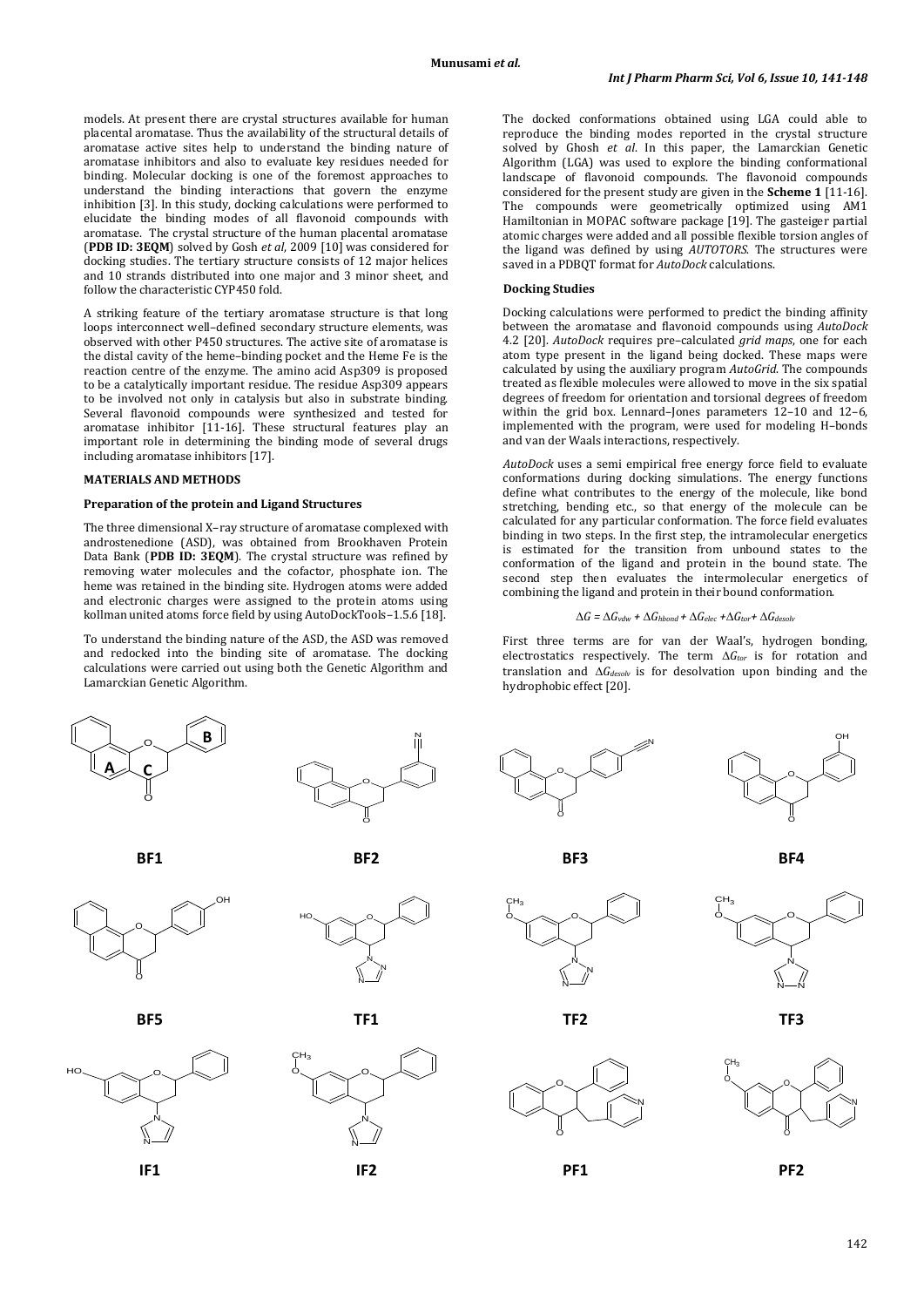models. At present there are crystal structures available for human placental aromatase. Thus the availability of the structural details of aromatase active sites help to understand the binding nature of aromatase inhibitors and also to evaluate key residues needed for binding. Molecular docking is one of the foremost approaches to understand the binding interactions that govern the enzyme inhibition [3]. In this study, docking calculations were performed to elucidate the binding modes of all flavonoid compounds with aromatase. The crystal structure of the human placental aromatase (**PDB ID: 3EQM**) solved by Gosh *et al*, 2009 [10] was considered for docking studies. The tertiary structure consists of 12 major helices and 10 strands distributed into one major and 3 minor sheet, and follow the characteristic CYP450 fold.

A striking feature of the tertiary aromatase structure is that long loops interconnect well–defined secondary structure elements, was observed with other P450 structures. The active site of aromatase is the distal cavity of the heme–binding pocket and the Heme Fe is the reaction centre of the enzyme. The amino acid Asp309 is proposed to be a catalytically important residue. The residue Asp309 appears to be involved not only in catalysis but also in substrate binding. Several flavonoid compounds were synthesized and tested for aromatase inhibitor [11-16]. These structural features play an important role in determining the binding mode of several drugs including aromatase inhibitors [17].

## MATERIALS AND METHODS

### Preparation of the protein and Ligand Structures

The three dimensional X–ray structure of aromatase complexed with androstenedione (ASD), was obtained from Brookhaven Protein Data Bank (**PDB ID: 3EQM**). The crystal structure was refined by removing water molecules and the cofactor, phosphate ion. The heme was retained in the binding site. Hydrogen atoms were added and electronic charges were assigned to the protein atoms using kollman united atoms force field by using AutoDockTools–1.5.6 [18].

To understand the binding nature of the ASD, the ASD was removed and redocked into the binding site of aromatase. The docking calculations were carried out using both the Genetic Algorithm and Lamarckian Genetic Algorithm.

The docked conformations obtained using LGA could able to reproduce the binding modes reported in the crystal structure solved by Ghosh *et al*. In this paper, the Lamarckian Genetic Algorithm (LGA) was used to explore the binding conformational landscape of flavonoid compounds. The flavonoid compounds considered for the present study are given in the **Scheme 1** [11-16]. The compounds were geometrically optimized using AM1 Hamiltonian in MOPAC software package [19]. The gasteiger partial atomic charges were added and all possible flexible torsion angles of the ligand was defined by using *AUTOTORS*. The structures were saved in a PDBQT format for *AutoDock* calculations.

### Docking Studies

Docking calculations were performed to predict the binding affinity between the aromatase and flavonoid compounds using *AutoDock* 4.2 [20]. *AutoDock* requires pre–calculated *grid maps*, one for each atom type present in the ligand being docked. These maps were calculated by using the auxiliary program *AutoGrid*. The compounds treated as flexible molecules were allowed to move in the six spatial degrees of freedom for orientation and torsional degrees of freedom within the grid box. Lennard–Jones parameters 12–10 and 12–6, implemented with the program, were used for modeling H–bonds and van der Waals interactions, respectively.

*AutoDock* uses a semi empirical free energy force field to evaluate conformations during docking simulations. The energy functions define what contributes to the energy of the molecule, like bond stretching, bending etc., so that energy of the molecule can be calculated for any particular conformation. The force field evaluates binding in two steps. In the first step, the intramolecular energetics is estimated for the transition from unbound states to the conformation of the ligand and protein in the bound state. The second step then evaluates the intermolecular energetics of combining the ligand and protein in their bound conformation.

$$\Delta G = \Delta G_{vdw} + \Delta G_{hbond} + \Delta G_{elec} + \Delta G_{tor} + \Delta G_{desolv}$$

First three terms are for van der Waal's, hydrogen bonding, electrostatics respectively. The term $\Delta G_{tor}$ is for rotation and translation and $\Delta G_{desolv}$ is for desolvation upon binding and the hydrophobic effect [20].

BF1 BF2 BF3 BF4

BF5 TF1 TF2 TF3

IF1 IF2 PF1 PF2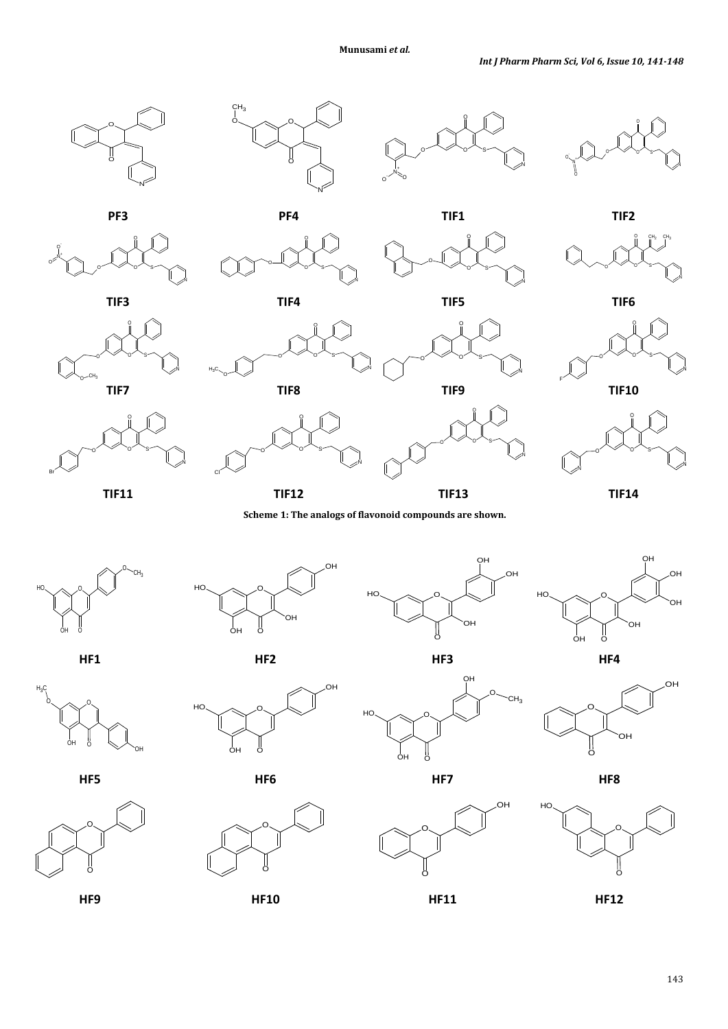PF3 PF4 TIF1 TIF2

TIF3 TIF4 TIF5 TIF6

TIF7 TIF8 TIF9 TIF10

TIF11 TIF12 TIF13 TIF14

**Scheme 1: The analogs of flavonoid compounds are shown.**

HF1 HF2 HF3 HF4

HF5 HF6 HF7 HF8

HF9 HF10 HF11 HF12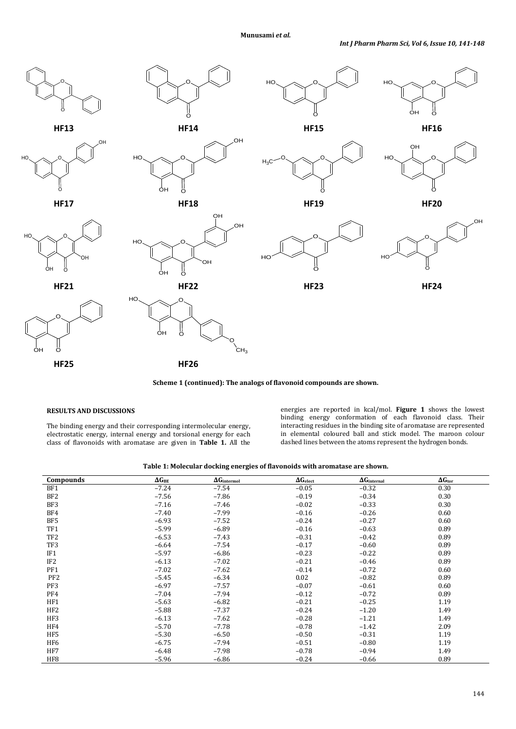HF13 HF14 HF15 HF16

HF17 HF18 HF19 HF20

HF21 HF22 HF23 HF24

HF25 HF26

**Scheme 1 (continued): The analogs of flavonoid compounds are shown.**

## RESULTS AND DISCUSSIONS

The binding energy and their corresponding intermolecular energy, electrostatic energy, internal energy and torsional energy for each class of flavonoids with aromatase are given in **Table 1.** All the energies are reported in kcal/mol. **Figure 1** shows the lowest binding energy conformation of each flavonoid class. Their interacting residues in the binding site of aromatase are represented in elemental coloured ball and stick model. The maroon colour dashed lines between the atoms represent the hydrogen bonds.

**Table 1: Molecular docking energies of flavonoids with aromatase are shown.**

| Compounds | $\Delta G_{BE}$ | $\Delta G_{intermol}$ | $\Delta G_{elect}$ | $\Delta G_{internal}$ | $\Delta G_{tor}$ |
|---|---|---|---|---|---|
| BF1 | −7.24 | −7.54 | −0.05 | −0.32 | 0.30 |
| BF2 | −7.56 | −7.86 | −0.19 | −0.34 | 0.30 |
| BF3 | −7.16 | −7.46 | −0.02 | −0.33 | 0.30 |
| BF4 | −7.40 | −7.99 | −0.16 | −0.26 | 0.60 |
| BF5 | −6.93 | −7.52 | −0.24 | −0.27 | 0.60 |
| TF1 | −5.99 | −6.89 | −0.16 | −0.63 | 0.89 |
| TF2 | −6.53 | −7.43 | −0.31 | −0.42 | 0.89 |
| TF3 | −6.64 | −7.54 | −0.17 | −0.60 | 0.89 |
| IF1 | −5.97 | −6.86 | −0.23 | −0.22 | 0.89 |
| IF2 | −6.13 | −7.02 | −0.21 | −0.46 | 0.89 |
| PF1 | −7.02 | −7.62 | −0.14 | −0.72 | 0.60 |
| PF2 | −5.45 | −6.34 | 0.02 | −0.82 | 0.89 |
| PF3 | −6.97 | −7.57 | −0.07 | −0.61 | 0.60 |
| PF4 | −7.04 | −7.94 | −0.12 | −0.72 | 0.89 |
| HF1 | −5.63 | −6.82 | −0.21 | −0.25 | 1.19 |
| HF2 | −5.88 | −7.37 | −0.24 | −1.20 | 1.49 |
| HF3 | −6.13 | −7.62 | −0.28 | −1.21 | 1.49 |
| HF4 | −5.70 | −7.78 | −0.78 | −1.42 | 2.09 |
| HF5 | −5.30 | −6.50 | −0.50 | −0.31 | 1.19 |
| HF6 | −6.75 | −7.94 | −0.51 | −0.80 | 1.19 |
| HF7 | −6.48 | −7.98 | −0.78 | −0.94 | 1.49 |
| HF8 | −5.96 | −6.86 | −0.24 | −0.66 | 0.89 |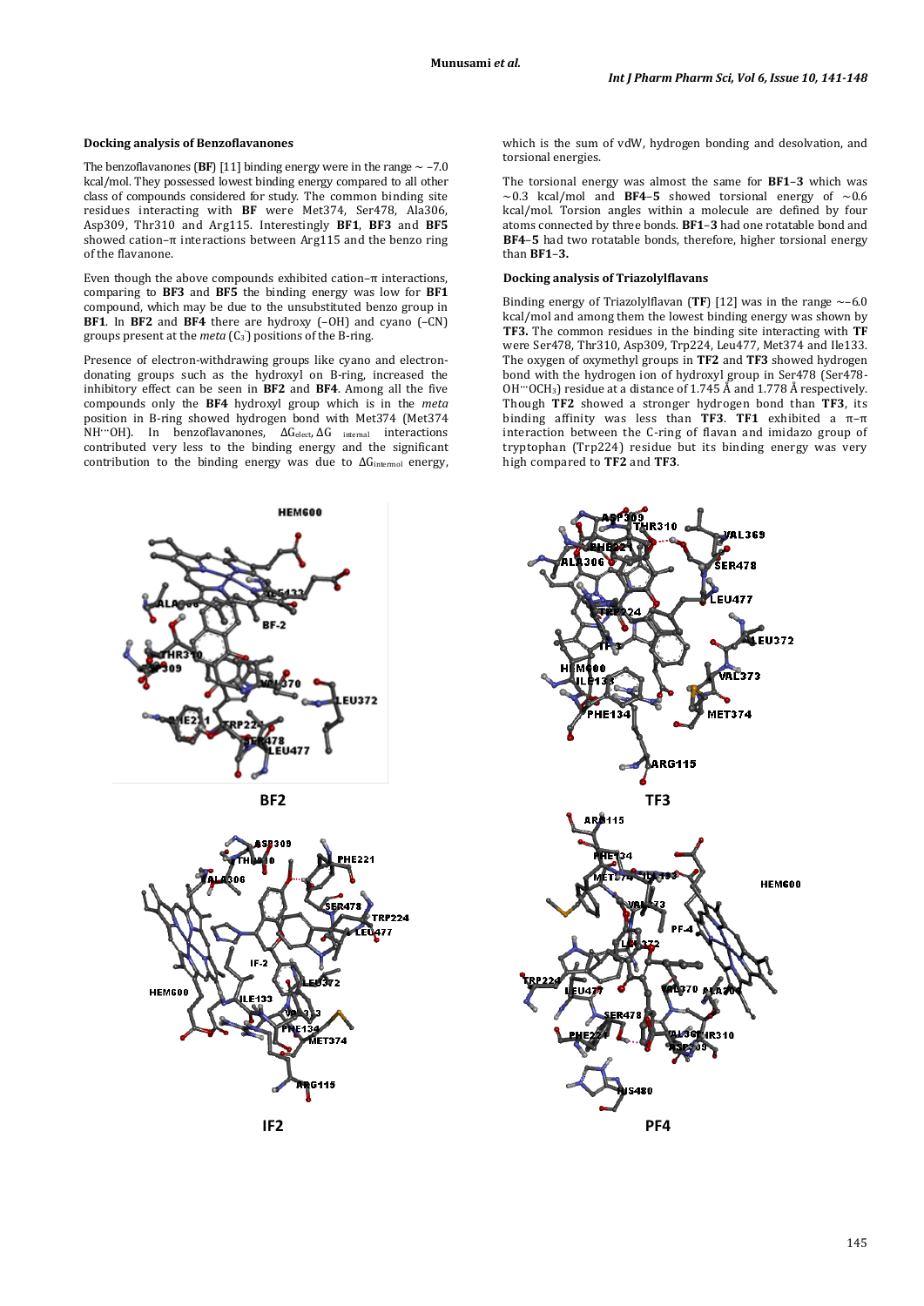### Docking analysis of Benzoflavanones

The benzoflavanones (**BF**) [11] binding energy were in the range ~ –7.0 kcal/mol. They possessed lowest binding energy compared to all other class of compounds considered for study. The common binding site residues interacting with **BF** were Met374, Ser478, Ala306, Asp309, Thr310 and Arg115. Interestingly **BF1**, **BF3** and **BF5** showed cation–π interactions between Arg115 and the benzo ring of the flavanone.

Even though the above compounds exhibited cation–π interactions, comparing to **BF3** and **BF5** the binding energy was low for **BF1** compound, which may be due to the unsubstituted benzo group in **BF1**. In **BF2** and **BF4** there are hydroxy (–OH) and cyano (–CN) groups present at the *meta* ($C_{3'}$) positions of the B-ring.

Presence of electron-withdrawing groups like cyano and electron-donating groups such as the hydroxyl on B-ring, increased the inhibitory effect can be seen in **BF2** and **BF4**. Among all the five compounds only the **BF4** hydroxyl group which is in the *meta* position in B-ring showed hydrogen bond with Met374 (Met374 NH···OH). In benzoflavanones, $\Delta G_{elect}$, $\Delta G_{internal}$ interactions contributed very less to the binding energy and the significant contribution to the binding energy was due to $\Delta G_{intermol}$ energy, which is the sum of vdW, hydrogen bonding and desolvation, and torsional energies.

The torsional energy was almost the same for **BF1–3** which was ~0.3 kcal/mol and **BF4–5** showed torsional energy of ~0.6 kcal/mol. Torsion angles within a molecule are defined by four atoms connected by three bonds. **BF1–3** had one rotatable bond and **BF4–5** had two rotatable bonds, therefore, higher torsional energy than **BF1–3.**

### Docking analysis of Triazolylflavans

Binding energy of Triazolylflavan (**TF**) [12] was in the range ~–6.0 kcal/mol and among them the lowest binding energy was shown by **TF3.** The common residues in the binding site interacting with **TF** were Ser478, Thr310, Asp309, Trp224, Leu477, Met374 and Ile133. The oxygen of oxymethyl groups in **TF2** and **TF3** showed hydrogen bond with the hydrogen ion of hydroxyl group in Ser478 (Ser478-OH···$OCH_3$) residue at a distance of 1.745 Å and 1.778 Å respectively. Though **TF2** showed a stronger hydrogen bond than **TF3**, its binding affinity was less than **TF3**. **TF1** exhibited a π–π interaction between the C-ring of flavan and imidazo group of tryptophan (Trp224) residue but its binding energy was very high compared to **TF2** and **TF3**.

BF2

TF3

IF2

PF4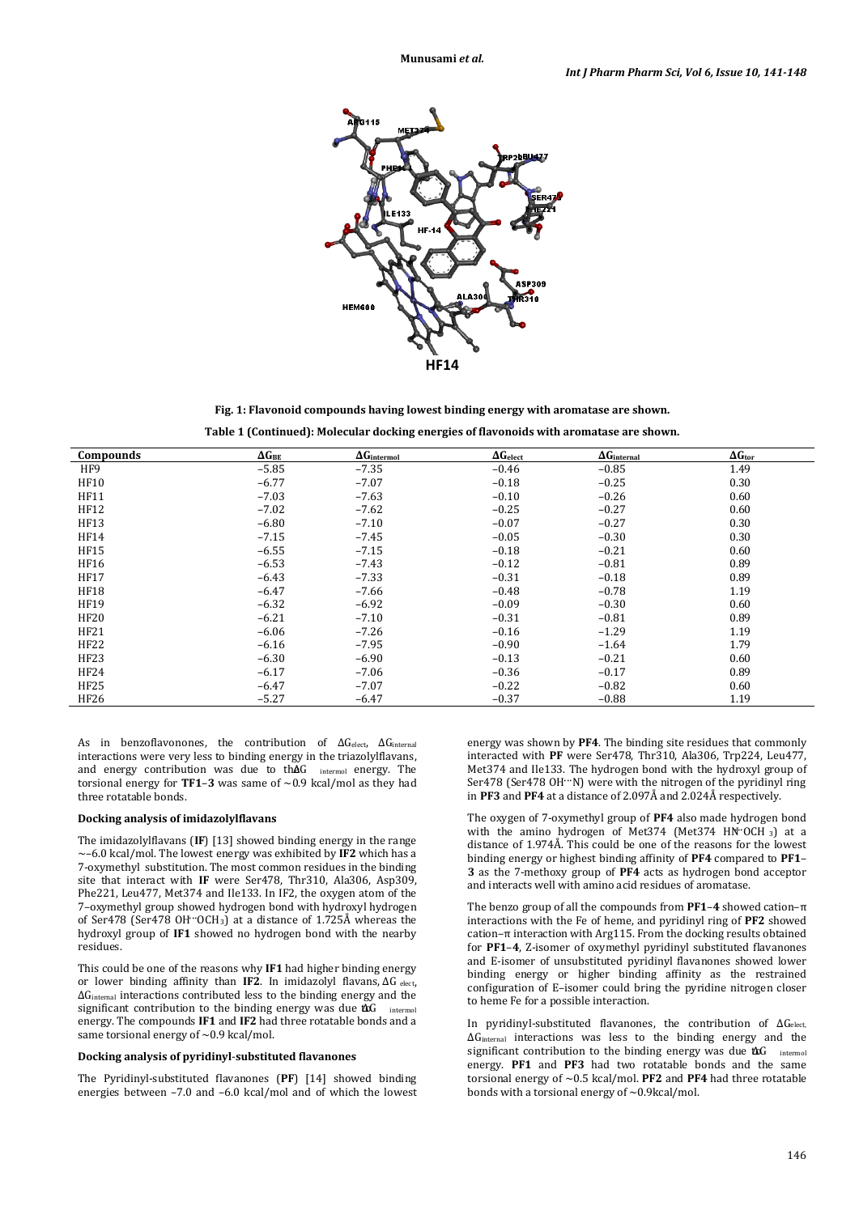HF14

**Fig. 1: Flavonoid compounds having lowest binding energy with aromatase are shown.**

**Table 1 (Continued): Molecular docking energies of flavonoids with aromatase are shown.**

| Compounds | $\Delta G_{BE}$ | $\Delta G_{intermol}$ | $\Delta G_{elect}$ | $\Delta G_{internal}$ | $\Delta G_{tor}$ |
|---|---|---|---|---|---|
| HF9 | −5.85 | −7.35 | −0.46 | −0.85 | 1.49 |
| HF10 | −6.77 | −7.07 | −0.18 | −0.25 | 0.30 |
| HF11 | −7.03 | −7.63 | −0.10 | −0.26 | 0.60 |
| HF12 | −7.02 | −7.62 | −0.25 | −0.27 | 0.60 |
| HF13 | −6.80 | −7.10 | −0.07 | −0.27 | 0.30 |
| HF14 | −7.15 | −7.45 | −0.05 | −0.30 | 0.30 |
| HF15 | −6.55 | −7.15 | −0.18 | −0.21 | 0.60 |
| HF16 | −6.53 | −7.43 | −0.12 | −0.81 | 0.89 |
| HF17 | −6.43 | −7.33 | −0.31 | −0.18 | 0.89 |
| HF18 | −6.47 | −7.66 | −0.48 | −0.78 | 1.19 |
| HF19 | −6.32 | −6.92 | −0.09 | −0.30 | 0.60 |
| HF20 | −6.21 | −7.10 | −0.31 | −0.81 | 0.89 |
| HF21 | −6.06 | −7.26 | −0.16 | −1.29 | 1.19 |
| HF22 | −6.16 | −7.95 | −0.90 | −1.64 | 1.79 |
| HF23 | −6.30 | −6.90 | −0.13 | −0.21 | 0.60 |
| HF24 | −6.17 | −7.06 | −0.36 | −0.17 | 0.89 |
| HF25 | −6.47 | −7.07 | −0.22 | −0.82 | 0.60 |
| HF26 | −5.27 | −6.47 | −0.37 | −0.88 | 1.19 |

As in benzoflavonones, the contribution of $\Delta G_{elect}$, $\Delta G_{internal}$ interactions were very less to binding energy in the triazolylflavans, and energy contribution was due to the $\Delta G_{intermol}$ energy. The torsional energy for **TF1–3** was same of ~0.9 kcal/mol as they had three rotatable bonds.

### Docking analysis of imidazolylflavans

The imidazolylflavans (**IF**) [13] showed binding energy in the range ~−6.0 kcal/mol. The lowest energy was exhibited by **IF2** which has a 7-oxymethyl substitution. The most common residues in the binding site that interact with **IF** were Ser478, Thr310, Ala306, Asp309, Phe221, Leu477, Met374 and Ile133. In IF2, the oxygen atom of the 7–oxymethyl group showed hydrogen bond with hydroxyl hydrogen of Ser478 (Ser478 OH···OCH$_3$) at a distance of 1.725Å whereas the hydroxyl group of **IF1** showed no hydrogen bond with the nearby residues.

This could be one of the reasons why **IF1** had higher binding energy or lower binding affinity than **IF2**. In imidazolyl flavans, $\Delta G_{elect}$, $\Delta G_{internal}$ interactions contributed less to the binding energy and the significant contribution to the binding energy was due to $\Delta G_{intermol}$ energy. The compounds **IF1** and **IF2** had three rotatable bonds and a same torsional energy of ~0.9 kcal/mol.

### Docking analysis of pyridinyl-substituted flavanones

The Pyridinyl-substituted flavanones (**PF**) [14] showed binding energies between −7.0 and −6.0 kcal/mol and of which the lowest energy was shown by **PF4**. The binding site residues that commonly interacted with **PF** were Ser478, Thr310, Ala306, Trp224, Leu477, Met374 and Ile133. The hydrogen bond with the hydroxyl group of Ser478 (Ser478 OH···N) were with the nitrogen of the pyridinyl ring in **PF3** and **PF4** at a distance of 2.097Å and 2.024Å respectively.

The oxygen of 7-oxymethyl group of **PF4** also made hydrogen bond with the amino hydrogen of Met374 (Met374 HN···OCH$_3$) at a distance of 1.974Å. This could be one of the reasons for the lowest binding energy or highest binding affinity of **PF4** compared to **PF1–3** as the 7-methoxy group of **PF4** acts as hydrogen bond acceptor and interacts well with amino acid residues of aromatase.

The benzo group of all the compounds from **PF1–4** showed cation–π interactions with the Fe of heme, and pyridinyl ring of **PF2** showed cation–π interaction with Arg115. From the docking results obtained for **PF1–4**, Z-isomer of oxymethyl pyridinyl substituted flavanones and E-isomer of unsubstituted pyridinyl flavanones showed lower binding energy or higher binding affinity as the restrained configuration of E–isomer could bring the pyridine nitrogen closer to heme Fe for a possible interaction.

In pyridinyl-substituted flavanones, the contribution of $\Delta G_{elect}$, $\Delta G_{internal}$ interactions was less to the binding energy and the significant contribution to the binding energy was due to $\Delta G_{intermol}$ energy. **PF1** and **PF3** had two rotatable bonds and the same torsional energy of ~0.5 kcal/mol. **PF2** and **PF4** had three rotatable bonds with a torsional energy of ~0.9kcal/mol.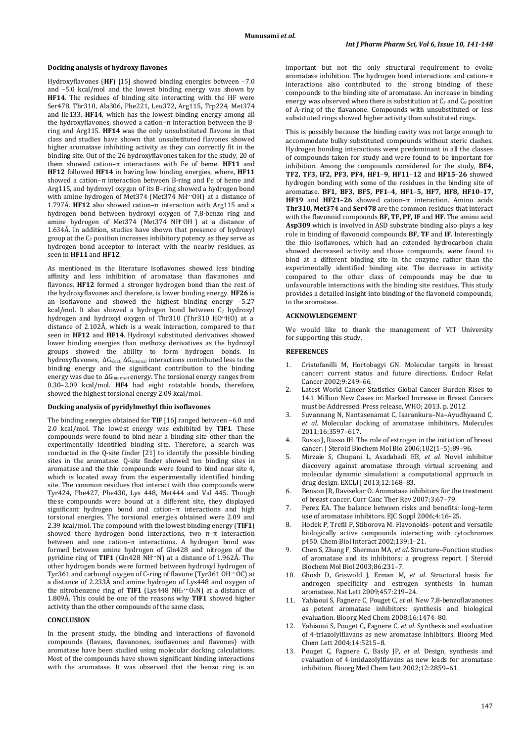### Docking analysis of hydroxy flavones

Hydroxyflavones (**HF**) [15] showed binding energies between –7.0 and –5.0 kcal/mol and the lowest binding energy was shown by **HF14**. The residues of binding site interacting with the HF were Ser478, Thr310, Ala306, Phe221, Leu372, Arg115, Trp224, Met374 and Ile133. **HF14**, which has the lowest binding energy among all the hydroxyflavones, showed a cation–π interaction between the B-ring and Arg115. **HF14** was the only unsubstituted flavone in that class and studies have shown that unsubstituted flavones showed higher aromatase inhibiting activity as they can correctly fit in the binding site. Out of the 26 hydroxyflavones taken for the study, 20 of them showed cation–π interactions with Fe of heme. **HF11** and **HF12** followed **HF14** in having low binding energies, where, **HF11** showed a cation–π interaction between B-ring and Fe of heme and Arg115, and hydroxyl oxygen of its B–ring showed a hydrogen bond with amine hydrogen of Met374 (Met374 NH···OH) at a distance of 1.797Å. **HF12** also showed cation–π interaction with Arg115 and a hydrogen bond between hydroxyl oxygen of 7,8-benzo ring and amine hydrogen of Met374 (Met374 NH··OH ) at a distance of 1.634Å. In addition, studies have shown that presence of hydroxyl group at the $C_7$ position increases inhibitory potency as they serve as hydrogen bond acceptor to interact with the nearby residues, as seen in **HF11** and **HF12**.

As mentioned in the literature isoflavones showed less binding affinity and less inhibition of aromatase than flavanones and flavones. **HF12** formed a stronger hydrogen bond than the rest of the hydroxyflavones and therefore, is lower binding energy. **HF26** is an isoflavone and showed the highest binding energy –5.27 kcal/mol. It also showed a hydrogen bond between $C_7$ hydroxyl hydrogen and hydroxyl oxygen of Thr310 (Thr310 HO··HO) at a distance of 2.102Å, which is a weak interaction, compared to that seen in **HF12** and **HF14**. Hydroxyl substituted derivatives showed lower binding energies than methoxy derivatives as the hydroxyl groups showed the ability to form hydrogen bonds. In hydroxyflavones, $\Delta G_{elect}$, $\Delta G_{internal}$ interactions contributed less to the binding energy and the significant contribution to the binding energy was due to $\Delta G_{intermol}$ energy. The torsional energy ranges from 0.30–2.09 kcal/mol. **HF4** had eight rotatable bonds, therefore, showed the highest torsional energy 2.09 kcal/mol.

### Docking analysis of pyridylmethyl thio isoflavones

The binding energies obtained for **TIF** [16] ranged between –6.0 and 2.0 kcal/mol. The lowest energy was exhibited by **TIF1**. These compounds were found to bind near a binding site other than the experimentally identified binding site. Therefore, a search was conducted in the Q-site finder [21] to identify the possible binding sites in the aromatase. Q-site finder showed ten binding sites in aromatase and the thio compounds were found to bind near site 4, which is located away from the experimentally identified binding site. The common residues that interact with thio compounds were Tyr424, Phe427, Phe430, Lys 448, Met444 and Val 445. Though these compounds were bound at a different site, they displayed significant hydrogen bond and cation–π interactions and high torsional energies. The torsional energies obtained were 2.09 and 2.39 kcal/mol. The compound with the lowest binding energy (**TIF1**) showed there hydrogen bond interactions, two π–π interaction between and one cation–π interactions. A hydrogen bond was formed between amine hydrogen of Gln428 and nitrogen of the pyridine ring of **TIF1** (Gln428 NH···N) at a distance of 1.962Å. The other hydrogen bonds were formed between hydroxyl hydrogen of Tyr361 and carbonyl oxygen of C-ring of flavone (Tyr361 OH···OC) at a distance of 2.233Å and amine hydrogen of Lys448 and oxygen of the nitrobenzene ring of **TIF1** (Lys448 $NH_2$···$O_2N$) at a distance of 1.809Å. This could be one of the reasons why **TIF1** showed higher activity than the other compounds of the same class.

### CONCLUSION

In the present study, the binding and interactions of flavonoid compounds (flavans, flavanones, isoflavones and flavones) with aromatase have been studied using molecular docking calculations. Most of the compounds have shown significant binding interactions with the aromatase. It was observed that the benzo ring is an important but not the only structural requirement to evoke aromatase inhibition. The hydrogen bond interactions and cation–π interactions also contributed to the strong binding of these compounds to the binding site of aromatase. An increase in binding energy was observed when there is substitution at $C_7$ and $C_8$ position of A-ring of the flavanone. Compounds with unsubstituted or less substituted rings showed higher activity than substituted rings.

This is possibly because the binding cavity was not large enough to accommodate bulky substituted compounds without steric clashes. Hydrogen bonding interactions were predominant in all the classes of compounds taken for study and were found to be important for inhibition. Among the compounds considered for the study, **BF4, TF2, TF3, IF2, PF3, PF4, HF1–9, HF11–12** and **HF15–26** showed hydrogen bonding with some of the residues in the binding site of aromatase. **BF1, BF3, BF5, PF1–4, HF1–5, HF7, HF8, HF10–17, HF19** and **HF21–26** showed cation–π interaction. Amino acids **Thr310, Met374** and **Ser478** are the common residues that interact with the flavonoid compounds **BF, TF, PF, IF** and **HF**. The amino acid **Asp309** which is involved in ASD substrate binding also plays a key role in binding of flavonoid compounds **BF, TF** and **IF**. Interestingly the thio isoflavones, which had an extended hydrocarbon chain showed decreased activity and those compounds, were found to bind at a different binding site in the enzyme rather than the experimentally identified binding site. The decrease in activity compared to the other class of compounds may be due to unfavourable interactions with the binding site residues. This study provides a detailed insight into binding of the flavonoid compounds, to the aromatase.

### ACKNOWLEDGEMENT

We would like to thank the management of VIT University for supporting this study.

### REFERENCES

1. Cristofanilli M, Hortobagyi GN. Molecular targets in breast cancer: current status and future directions. Endocr Relat Cancer 2002;9:249–66.
2. Latest World Cancer Statistics Global Cancer Burden Rises to 14.1 Million New Cases in: Marked Increase in Breast Cancers must be Addressed. Press release, WHO; 2013. p. 2012.
3. Suvannang N, Nantasenamat C, Isarankura–Na–Ayudhyaand C, *et al*. Molecular docking of aromatase inhibitors. Molecules 2011;16:3597–617.
4. Russo J, Russo IH. The role of estrogen in the initiation of breast cancer. J Steroid Biochem Mol Bio 2006;102(1–5):89–96.
5. Mirzaie S, Chupani L, Asadabadi EB, *et al*. Novel inhibitor discovery against aromatase through virtual screening and molecular dynamic simulation: a computational approach in drug design. EXCLI J 2013;12:168–83.
6. Benson JR, Ravisekar O. Aromatase inhibitors for the treatment of breast cancer. Curr Canc Ther Rev 2007;3:67–79.
7. Perez EA. The balance between risks and benefits: long–term use of aromatase inhibitors. EJC Suppl 2006;4:16–25.
8. Hodek P, Trefil P, Stiborova M. Flavonoids–potent and versatile biologically active compounds interacting with cytochromes p450. Chem Biol Interact 2002;139:1–21.
9. Chen S, Zhang F, Sherman MA, *et al*. Structure–Function studies of aromatase and its inhibitors: a progress report. J Steroid Biochem Mol Biol 2003;86:231–7.
10. Ghosh D, Griswold J, Erman M, *et al*. Structural basis for androgen specificity and estrogen synthesis in human aromatase. Nat Lett 2009;457:219–24.
11. Yahiaoui S, Fagnere C, Pouget C, *et al*. New 7,8-benzoflavanones as potent aromatase inhibitors: synthesis and biological evaluation. Bioorg Med Chem 2008;16:1474–80.
12. Yahiaoui S, Pouget C, Fagnere C, *et al*. Synthesis and evaluation of 4-triazolylflavans as new aromatase inhibitors. Bioorg Med Chem Lett 2004;14:5215–8.
13. Pouget C, Fagnere C, Basly JP, *et al*. Design, synthesis and evaluation of 4-imidazolylflavans as new leads for aromatase inhibition. Bioorg Med Chem Lett 2002;12:2859–61.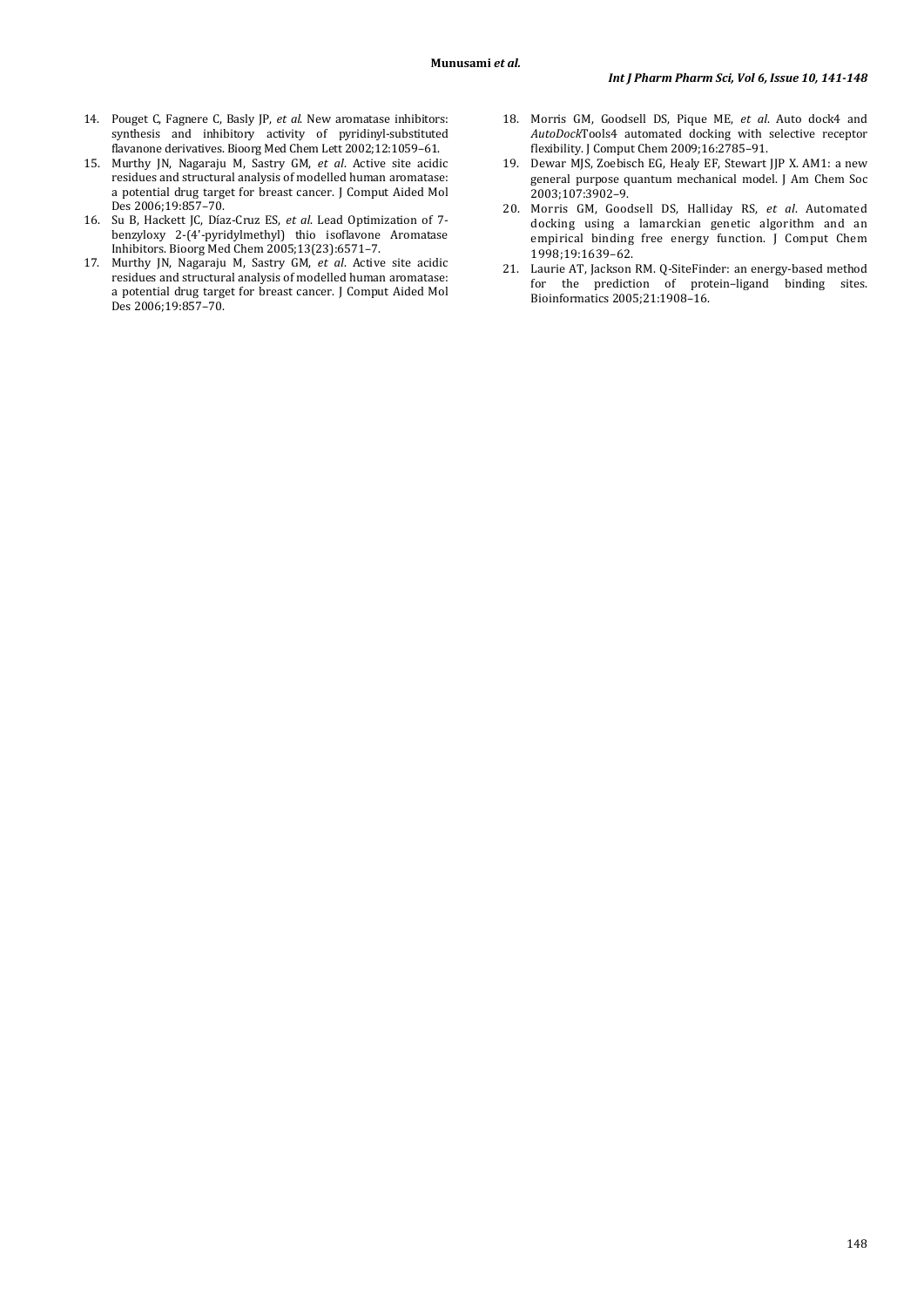14. Pouget C, Fagnere C, Basly JP, *et al*. New aromatase inhibitors: synthesis and inhibitory activity of pyridinyl-substituted flavanone derivatives. Bioorg Med Chem Lett 2002;12:1059–61.
15. Murthy JN, Nagaraju M, Sastry GM, *et al*. Active site acidic residues and structural analysis of modelled human aromatase: a potential drug target for breast cancer. J Comput Aided Mol Des 2006;19:857–70.
16. Su B, Hackett JC, Díaz-Cruz ES, *et al*. Lead Optimization of 7-benzyloxy 2-(4'-pyridylmethyl) thio isoflavone Aromatase Inhibitors. Bioorg Med Chem 2005;13(23):6571–7.
17. Murthy JN, Nagaraju M, Sastry GM, *et al*. Active site acidic residues and structural analysis of modelled human aromatase: a potential drug target for breast cancer. J Comput Aided Mol Des 2006;19:857–70.
18. Morris GM, Goodsell DS, Pique ME, *et al*. Auto dock4 and *AutoDock*Tools4 automated docking with selective receptor flexibility. J Comput Chem 2009;16:2785–91.
19. Dewar MJS, Zoebisch EG, Healy EF, Stewart JJP X. AM1: a new general purpose quantum mechanical model. J Am Chem Soc 2003;107:3902–9.
20. Morris GM, Goodsell DS, Halliday RS, *et al*. Automated docking using a lamarckian genetic algorithm and an empirical binding free energy function. J Comput Chem 1998;19:1639–62.
21. Laurie AT, Jackson RM. Q-SiteFinder: an energy-based method for the prediction of protein–ligand binding sites. Bioinformatics 2005;21:1908–16.